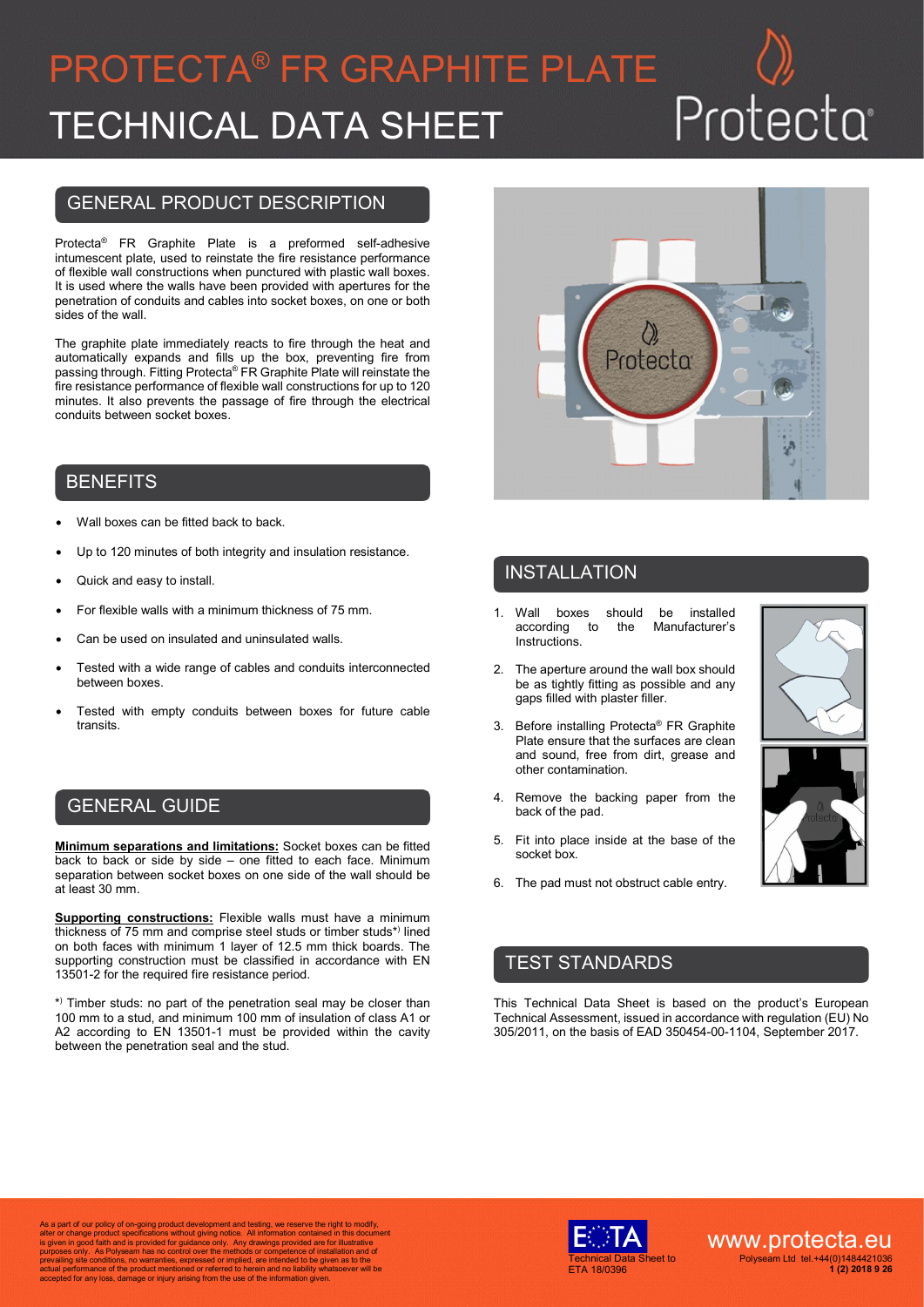# PROTECTA® FR GRAPHITE PLATE

# TECHNICAL DATA SHEET

## GENERAL PRODUCT DESCRIPTION

Protecta® FR Graphite Plate is a preformed self-adhesive intumescent plate, used to reinstate the fire resistance performance of flexible wall constructions when punctured with plastic wall boxes. It is used where the walls have been provided with apertures for the penetration of conduits and cables into socket boxes, on one or both sides of the wall.

The graphite plate immediately reacts to fire through the heat and automatically expands and fills up the box, preventing fire from passing through. Fitting Protecta® FR Graphite Plate will reinstate the fire resistance performance of flexible wall constructions for up to 120 minutes. It also prevents the passage of fire through the electrical conduits between socket boxes.

## BENEFITS

- Wall boxes can be fitted back to back.
- Up to 120 minutes of both integrity and insulation resistance.
- Quick and easy to install.
- For flexible walls with a minimum thickness of 75 mm.
- Can be used on insulated and uninsulated walls.
- Tested with a wide range of cables and conduits interconnected between boxes.
- Tested with empty conduits between boxes for future cable transits.

## GENERAL GUIDE

**Minimum separations and limitations:** Socket boxes can be fitted back to back or side by side – one fitted to each face. Minimum separation between socket boxes on one side of the wall should be at least 30 mm.

**Supporting constructions:** Flexible walls must have a minimum thickness of 75 mm and comprise steel studs or timber studs*) lined on both faces with minimum 1 layer of 12.5 mm thick boards. The supporting construction must be classified in accordance with EN 13501-2 for the required fire resistance period.

*) Timber studs: no part of the penetration seal may be closer than 100 mm to a stud, and minimum 100 mm of insulation of class A1 or A2 according to EN 13501-1 must be provided within the cavity between the penetration seal and the stud.

## INSTALLATION

1. Wall boxes should be installed according to the Manufacturer's Instructions.
2. The aperture around the wall box should be as tightly fitting as possible and any gaps filled with plaster filler.
3. Before installing Protecta® FR Graphite Plate ensure that the surfaces are clean and sound, free from dirt, grease and other contamination.
4. Remove the backing paper from the back of the pad.
5. Fit into place inside at the base of the socket box.
6. The pad must not obstruct cable entry.

## TEST STANDARDS

This Technical Data Sheet is based on the product's European Technical Assessment, issued in accordance with regulation (EU) No 305/2011, on the basis of EAD 350454-00-1104, September 2017.

As a part of our policy of on-going product development and testing, we reserve the right to modify, alter or change product specifications without giving notice. All information contained in this document is given in good faith and is provided for guidance only. Any drawings provided are for illustrative purposes only. As Polyseam has no control over the methods or competence of installation and of prevailing site conditions, no warranties, expressed or implied, are intended to be given as to the actual performance of the product mentioned or referred to herein and no liability whatsoever will be accepted for any loss, damage or injury arising from the use of the information given.

Technical Data Sheet to ETA 18/0396

www.protecta.eu
Polyseam Ltd tel.+44(0)1484421036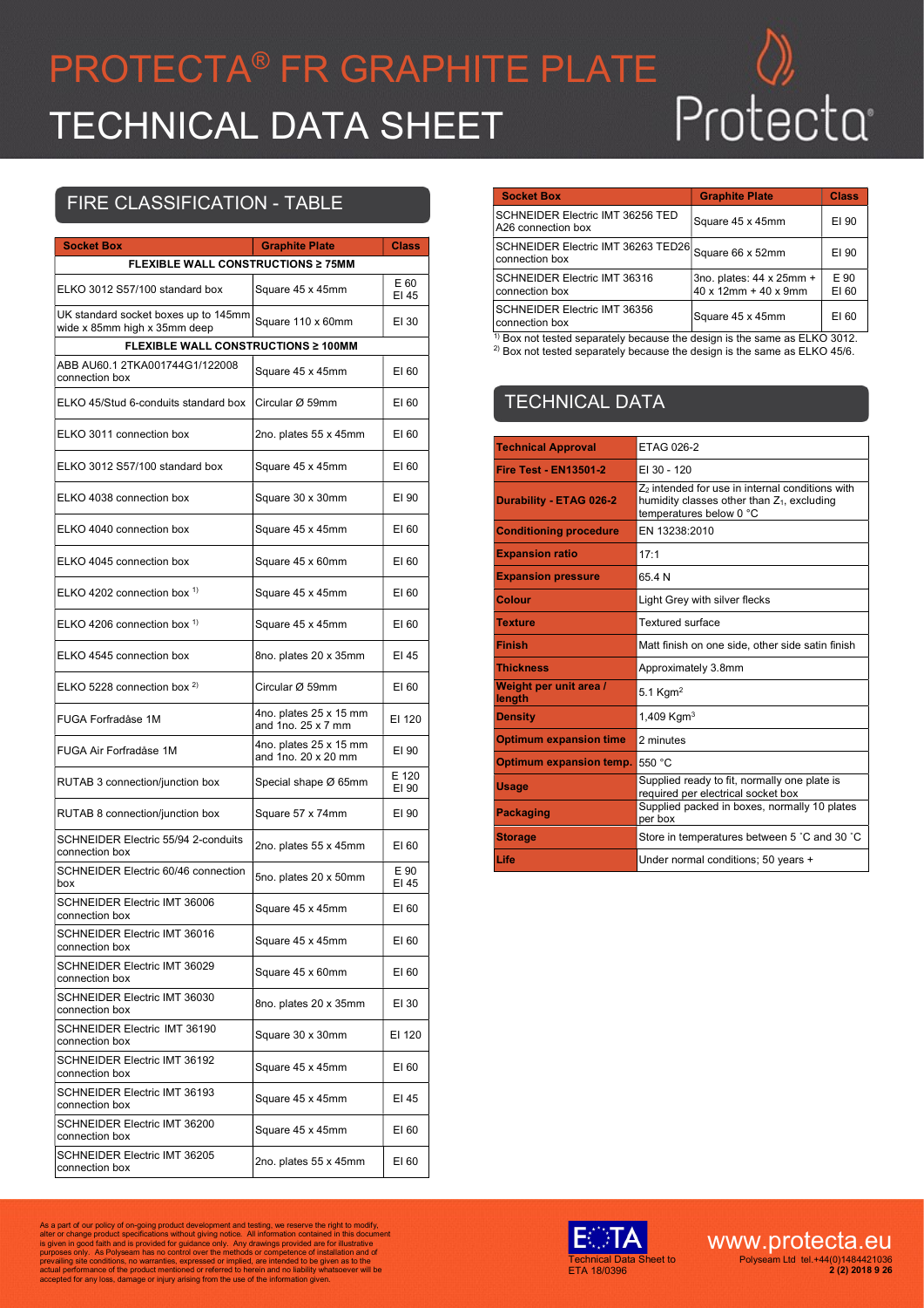# PROTECTA® FR GRAPHITE PLATE
# TECHNICAL DATA SHEET

## FIRE CLASSIFICATION - TABLE

| Socket Box | Graphite Plate | Class |
|---|---|---|
| **FLEXIBLE WALL CONSTRUCTIONS ≥ 75MM** | | |
| ELKO 3012 S57/100 standard box | Square 45 x 45mm | E 60 EI 45 |
| UK standard socket boxes up to 145mm wide x 85mm high x 35mm deep | Square 110 x 60mm | EI 30 |
| **FLEXIBLE WALL CONSTRUCTIONS ≥ 100MM** | | |
| ABB AU60.1 2TKA001744G1/122008 connection box | Square 45 x 45mm | EI 60 |
| ELKO 45/Stud 6-conduits standard box | Circular Ø 59mm | EI 60 |
| ELKO 3011 connection box | 2no. plates 55 x 45mm | EI 60 |
| ELKO 3012 S57/100 standard box | Square 45 x 45mm | EI 60 |
| ELKO 4038 connection box | Square 30 x 30mm | EI 90 |
| ELKO 4040 connection box | Square 45 x 45mm | EI 60 |
| ELKO 4045 connection box | Square 45 x 60mm | EI 60 |
| ELKO 4202 connection box [1] | Square 45 x 45mm | EI 60 |
| ELKO 4206 connection box [1] | Square 45 x 45mm | EI 60 |
| ELKO 4545 connection box | 8no. plates 20 x 35mm | EI 45 |
| ELKO 5228 connection box [2] | Circular Ø 59mm | EI 60 |
| FUGA Forfradåse 1M | 4no. plates 25 x 15 mm and 1no. 25 x 7 mm | EI 120 |
| FUGA Air Forfradåse 1M | 4no. plates 25 x 15 mm and 1no. 20 x 20 mm | EI 90 |
| RUTAB 3 connection/junction box | Special shape Ø 65mm | E 120 EI 90 |
| RUTAB 8 connection/junction box | Square 57 x 74mm | EI 90 |
| SCHNEIDER Electric 55/94 2-conduits connection box | 2no. plates 55 x 45mm | EI 60 |
| SCHNEIDER Electric 60/46 connection box | 5no. plates 20 x 50mm | E 90 EI 45 |
| SCHNEIDER Electric IMT 36006 connection box | Square 45 x 45mm | EI 60 |
| SCHNEIDER Electric IMT 36016 connection box | Square 45 x 45mm | EI 60 |
| SCHNEIDER Electric IMT 36029 connection box | Square 45 x 60mm | EI 60 |
| SCHNEIDER Electric IMT 36030 connection box | 8no. plates 20 x 35mm | EI 30 |
| SCHNEIDER Electric IMT 36190 connection box | Square 30 x 30mm | EI 120 |
| SCHNEIDER Electric IMT 36192 connection box | Square 45 x 45mm | EI 60 |
| SCHNEIDER Electric IMT 36193 connection box | Square 45 x 45mm | EI 45 |
| SCHNEIDER Electric IMT 36200 connection box | Square 45 x 45mm | EI 60 |
| SCHNEIDER Electric IMT 36205 connection box | 2no. plates 55 x 45mm | EI 60 |
| SCHNEIDER Electric IMT 36256 TED A26 connection box | Square 45 x 45mm | EI 90 |
| SCHNEIDER Electric IMT 36263 TED26 connection box | Square 66 x 52mm | EI 90 |
| SCHNEIDER Electric IMT 36316 connection box | 3no. plates: 44 x 25mm + 40 x 12mm + 40 x 9mm | E 90 EI 60 |
| SCHNEIDER Electric IMT 36356 connection box | Square 45 x 45mm | EI 60 |

[1] Box not tested separately because the design is the same as ELKO 3012.
[2] Box not tested separately because the design is the same as ELKO 45/6.

## TECHNICAL DATA

| | |
|---|---|
| **Technical Approval** | ETAG 026-2 |
| **Fire Test - EN13501-2** | EI 30 - 120 |
| **Durability - ETAG 026-2** | $Z_2$ intended for use in internal conditions with humidity classes other than $Z_1$, excluding temperatures below 0 °C |
| **Conditioning procedure** | EN 13238:2010 |
| **Expansion ratio** | 17:1 |
| **Expansion pressure** | 65.4 N |
| **Colour** | Light Grey with silver flecks |
| **Texture** | Textured surface |
| **Finish** | Matt finish on one side, other side satin finish |
| **Thickness** | Approximately 3.8mm |
| **Weight per unit area / length** | 5.1 $Kgm^2$ |
| **Density** | 1,409 $Kgm^3$ |
| **Optimum expansion time** | 2 minutes |
| **Optimum expansion temp.** | 550 °C |
| **Usage** | Supplied ready to fit, normally one plate is required per electrical socket box |
| **Packaging** | Supplied packed in boxes, normally 10 plates per box |
| **Storage** | Store in temperatures between 5 °C and 30 °C |
| **Life** | Under normal conditions; 50 years + |

As a part of our policy of on-going product development and testing, we reserve the right to modify, alter or change product specifications without giving notice. All information contained in this document is given in good faith and is provided for guidance only. Any drawings provided are for illustrative purposes only. As Polyseam has no control over the methods or competence of installation and of prevailing site conditions, no warranties, expressed or implied, are intended to be given as to the actual performance of the product mentioned or referred to herein and no liability whatsoever will be accepted for any loss, damage or injury arising from the use of the information given.

Technical Data Sheet to ETA 18/0396

www.protecta.eu

Polyseam Ltd tel.+44(0)1484421036

2 (2) 2018 9 26